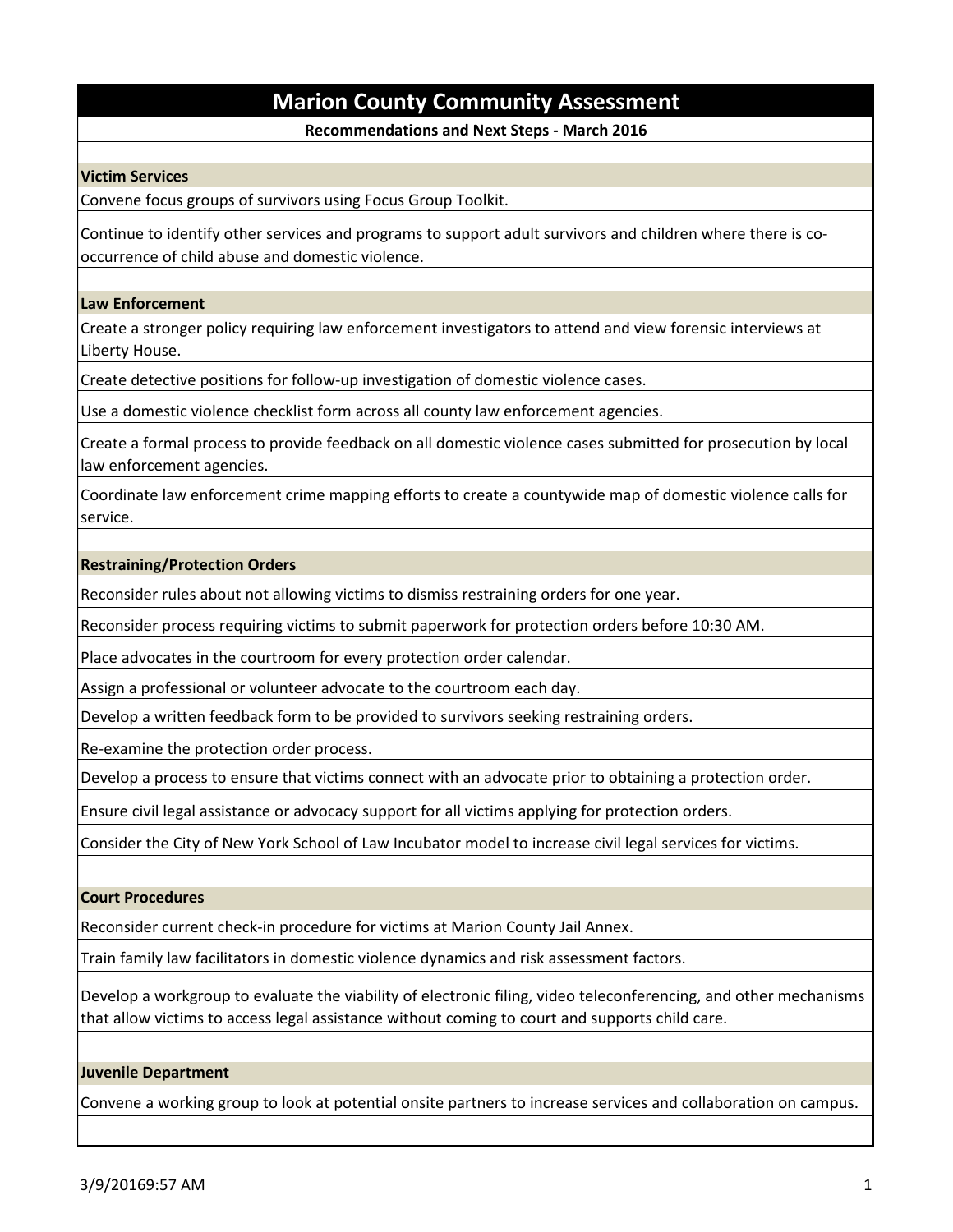# Marion County Community Assessment

**Recommendations and Next Steps - March 2016**

## Victim Services

Convene focus groups of survivors using Focus Group Toolkit.

Continue to identify other services and programs to support adult survivors and children where there is co-occurrence of child abuse and domestic violence.

## Law Enforcement

Create a stronger policy requiring law enforcement investigators to attend and view forensic interviews at Liberty House.

Create detective positions for follow-up investigation of domestic violence cases.

Use a domestic violence checklist form across all county law enforcement agencies.

Create a formal process to provide feedback on all domestic violence cases submitted for prosecution by local law enforcement agencies.

Coordinate law enforcement crime mapping efforts to create a countywide map of domestic violence calls for service.

## Restraining/Protection Orders

Reconsider rules about not allowing victims to dismiss restraining orders for one year.

Reconsider process requiring victims to submit paperwork for protection orders before 10:30 AM.

Place advocates in the courtroom for every protection order calendar.

Assign a professional or volunteer advocate to the courtroom each day.

Develop a written feedback form to be provided to survivors seeking restraining orders.

Re-examine the protection order process.

Develop a process to ensure that victims connect with an advocate prior to obtaining a protection order.

Ensure civil legal assistance or advocacy support for all victims applying for protection orders.

Consider the City of New York School of Law Incubator model to increase civil legal services for victims.

## Court Procedures

Reconsider current check-in procedure for victims at Marion County Jail Annex.

Train family law facilitators in domestic violence dynamics and risk assessment factors.

Develop a workgroup to evaluate the viability of electronic filing, video teleconferencing, and other mechanisms that allow victims to access legal assistance without coming to court and supports child care.

## Juvenile Department

Convene a working group to look at potential onsite partners to increase services and collaboration on campus.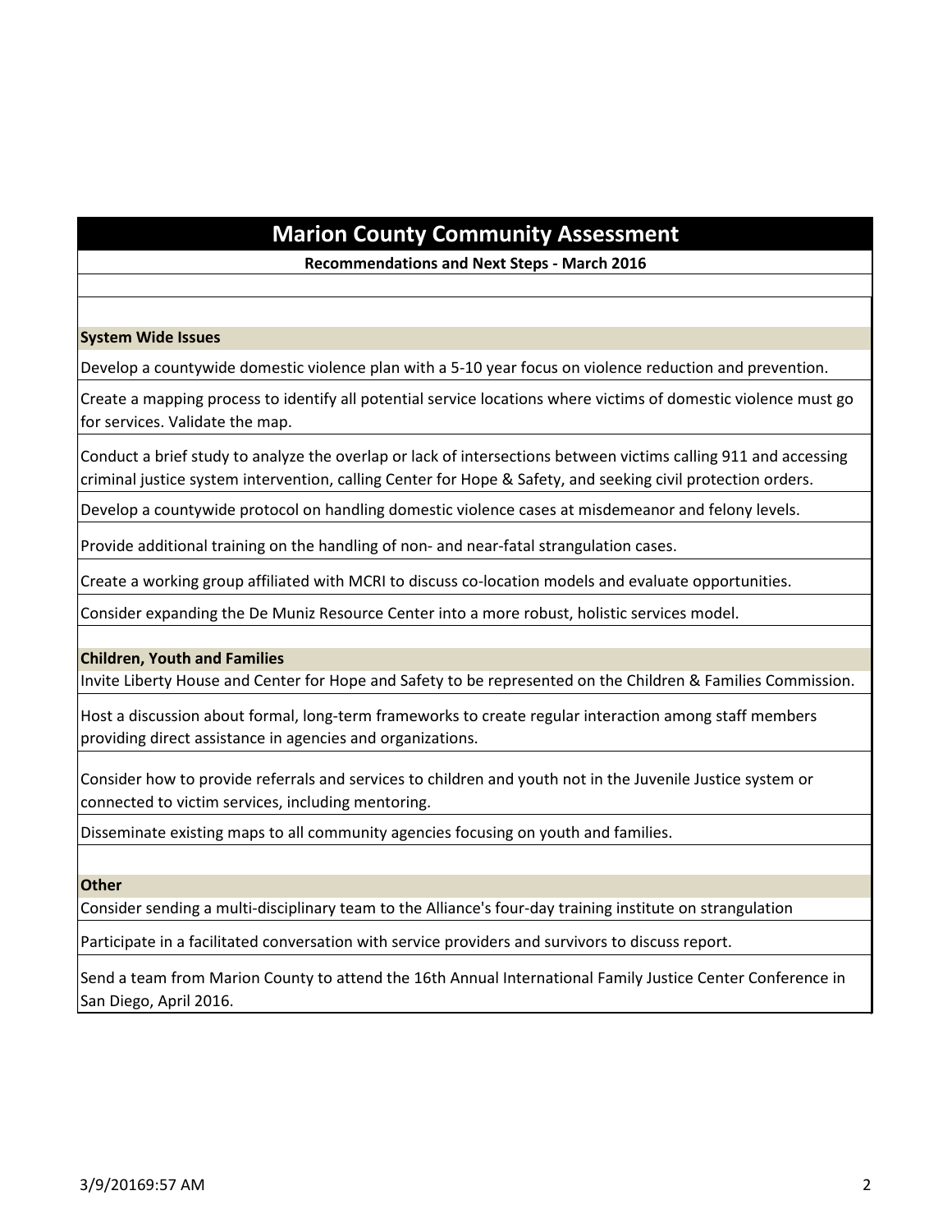# Marion County Community Assessment

**Recommendations and Next Steps - March 2016**

**System Wide Issues**

Develop a countywide domestic violence plan with a 5-10 year focus on violence reduction and prevention.

Create a mapping process to identify all potential service locations where victims of domestic violence must go for services. Validate the map.

Conduct a brief study to analyze the overlap or lack of intersections between victims calling 911 and accessing criminal justice system intervention, calling Center for Hope & Safety, and seeking civil protection orders.

Develop a countywide protocol on handling domestic violence cases at misdemeanor and felony levels.

Provide additional training on the handling of non- and near-fatal strangulation cases.

Create a working group affiliated with MCRI to discuss co-location models and evaluate opportunities.

Consider expanding the De Muniz Resource Center into a more robust, holistic services model.

**Children, Youth and Families**

Invite Liberty House and Center for Hope and Safety to be represented on the Children & Families Commission.

Host a discussion about formal, long-term frameworks to create regular interaction among staff members providing direct assistance in agencies and organizations.

Consider how to provide referrals and services to children and youth not in the Juvenile Justice system or connected to victim services, including mentoring.

Disseminate existing maps to all community agencies focusing on youth and families.

**Other**

Consider sending a multi-disciplinary team to the Alliance's four-day training institute on strangulation

Participate in a facilitated conversation with service providers and survivors to discuss report.

Send a team from Marion County to attend the 16th Annual International Family Justice Center Conference in San Diego, April 2016.